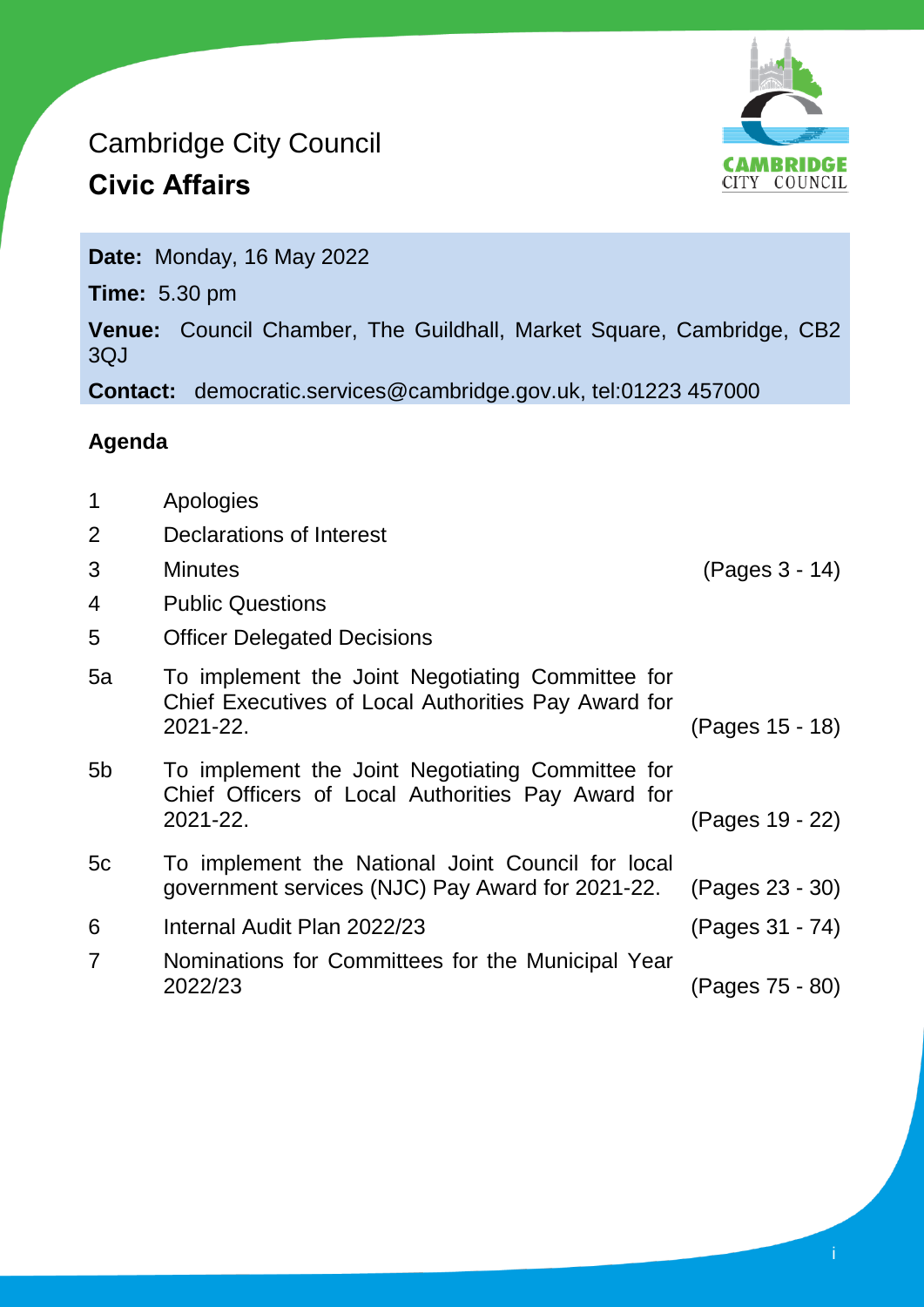Cambridge City Council

# Civic Affairs

**Date:** Monday, 16 May 2022

**Time:** 5.30 pm

**Venue:** Council Chamber, The Guildhall, Market Square, Cambridge, CB2 3QJ

**Contact:** democratic.services@cambridge.gov.uk, tel:01223 457000

## Agenda

| | | |
|---|---|---|
| 1 | Apologies | |
| 2 | Declarations of Interest | |
| 3 | Minutes | (Pages 3 - 14) |
| 4 | Public Questions | |
| 5 | Officer Delegated Decisions | |
| 5a | To implement the Joint Negotiating Committee for Chief Executives of Local Authorities Pay Award for 2021-22. | (Pages 15 - 18) |
| 5b | To implement the Joint Negotiating Committee for Chief Officers of Local Authorities Pay Award for 2021-22. | (Pages 19 - 22) |
| 5c | To implement the National Joint Council for local government services (NJC) Pay Award for 2021-22. | (Pages 23 - 30) |
| 6 | Internal Audit Plan 2022/23 | (Pages 31 - 74) |
| 7 | Nominations for Committees for the Municipal Year 2022/23 | (Pages 75 - 80) |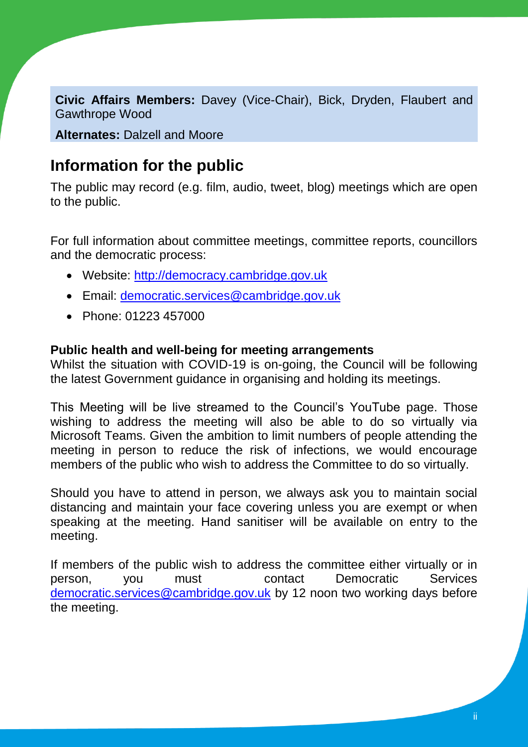**Civic Affairs Members:** Davey (Vice-Chair), Bick, Dryden, Flaubert and Gawthrope Wood

**Alternates:** Dalzell and Moore

## Information for the public

The public may record (e.g. film, audio, tweet, blog) meetings which are open to the public.

For full information about committee meetings, committee reports, councillors and the democratic process:

- Website: [http://democracy.cambridge.gov.uk](http://democracy.cambridge.gov.uk)
- Email: [democratic.services@cambridge.gov.uk](mailto:democratic.services@cambridge.gov.uk)
- Phone: 01223 457000

**Public health and well-being for meeting arrangements**

Whilst the situation with COVID-19 is on-going, the Council will be following the latest Government guidance in organising and holding its meetings.

This Meeting will be live streamed to the Council's YouTube page. Those wishing to address the meeting will also be able to do so virtually via Microsoft Teams. Given the ambition to limit numbers of people attending the meeting in person to reduce the risk of infections, we would encourage members of the public who wish to address the Committee to do so virtually.

Should you have to attend in person, we always ask you to maintain social distancing and maintain your face covering unless you are exempt or when speaking at the meeting. Hand sanitiser will be available on entry to the meeting.

If members of the public wish to address the committee either virtually or in person, you must contact Democratic Services [democratic.services@cambridge.gov.uk](mailto:democratic.services@cambridge.gov.uk) by 12 noon two working days before the meeting.